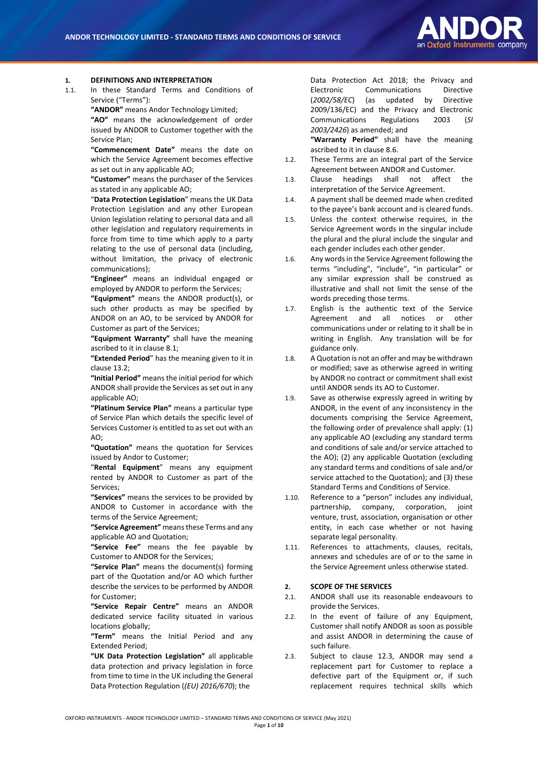## 1. DEFINITIONS AND INTERPRETATION

1.1. In these Standard Terms and Conditions of Service ("Terms"):

**"ANDOR"** means Andor Technology Limited;

**"AO"** means the acknowledgement of order issued by ANDOR to Customer together with the Service Plan;

**"Commencement Date"** means the date on which the Service Agreement becomes effective as set out in any applicable AO;

**"Customer"** means the purchaser of the Services as stated in any applicable AO;

"**Data Protection Legislation**" means the UK Data Protection Legislation and any other European Union legislation relating to personal data and all other legislation and regulatory requirements in force from time to time which apply to a party relating to the use of personal data (including, without limitation, the privacy of electronic communications);

**"Engineer"** means an individual engaged or employed by ANDOR to perform the Services;

**"Equipment"** means the ANDOR product(s), or such other products as may be specified by ANDOR on an AO, to be serviced by ANDOR for Customer as part of the Services;

**"Equipment Warranty"** shall have the meaning ascribed to it in clause 8.1;

**"Extended Period**" has the meaning given to it in clause 13.2;

**"Initial Period"** means the initial period for which ANDOR shall provide the Services as set out in any applicable AO;

**"Platinum Service Plan"** means a particular type of Service Plan which details the specific level of Services Customer is entitled to as set out with an AO;

**"Quotation"** means the quotation for Services issued by Andor to Customer;

"**Rental Equipment**" means any equipment rented by ANDOR to Customer as part of the Services;

**"Services"** means the services to be provided by ANDOR to Customer in accordance with the terms of the Service Agreement;

**"Service Agreement"** means these Terms and any applicable AO and Quotation;

**"Service Fee"** means the fee payable by Customer to ANDOR for the Services;

**"Service Plan"** means the document(s) forming part of the Quotation and/or AO which further describe the services to be performed by ANDOR for Customer;

**"Service Repair Centre"** means an ANDOR dedicated service facility situated in various locations globally;

**"Term"** means the Initial Period and any Extended Period;

**"UK Data Protection Legislation"** all applicable data protection and privacy legislation in force from time to time in the UK including the General Data Protection Regulation (*(EU) 2016/670*); the Data Protection Act 2018; the Privacy and Electronic Communications Directive (*2002/58/EC*) (as updated by Directive 2009/136/EC) and the Privacy and Electronic Communications Regulations 2003 (*SI 2003/2426*) as amended; and

**"Warranty Period"** shall have the meaning ascribed to it in clause 8.6.

1.2. These Terms are an integral part of the Service Agreement between ANDOR and Customer.

1.3. Clause headings shall not affect the interpretation of the Service Agreement.

1.4. A payment shall be deemed made when credited to the payee's bank account and is cleared funds.

1.5. Unless the context otherwise requires, in the Service Agreement words in the singular include the plural and the plural include the singular and each gender includes each other gender.

1.6. Any words in the Service Agreement following the terms "including", "include", "in particular" or any similar expression shall be construed as illustrative and shall not limit the sense of the words preceding those terms.

1.7. English is the authentic text of the Service Agreement and all notices or other communications under or relating to it shall be in writing in English. Any translation will be for guidance only.

1.8. A Quotation is not an offer and may be withdrawn or modified; save as otherwise agreed in writing by ANDOR no contract or commitment shall exist until ANDOR sends its AO to Customer.

1.9. Save as otherwise expressly agreed in writing by ANDOR, in the event of any inconsistency in the documents comprising the Service Agreement, the following order of prevalence shall apply: (1) any applicable AO (excluding any standard terms and conditions of sale and/or service attached to the AO); (2) any applicable Quotation (excluding any standard terms and conditions of sale and/or service attached to the Quotation); and (3) these Standard Terms and Conditions of Service.

1.10. Reference to a "person" includes any individual, partnership, company, corporation, joint venture, trust, association, organisation or other entity, in each case whether or not having separate legal personality.

1.11. References to attachments, clauses, recitals, annexes and schedules are of or to the same in the Service Agreement unless otherwise stated.

## 2. SCOPE OF THE SERVICES

2.1. ANDOR shall use its reasonable endeavours to provide the Services.

2.2. In the event of failure of any Equipment, Customer shall notify ANDOR as soon as possible and assist ANDOR in determining the cause of such failure.

2.3. Subject to clause 12.3, ANDOR may send a replacement part for Customer to replace a defective part of the Equipment or, if such replacement requires technical skills which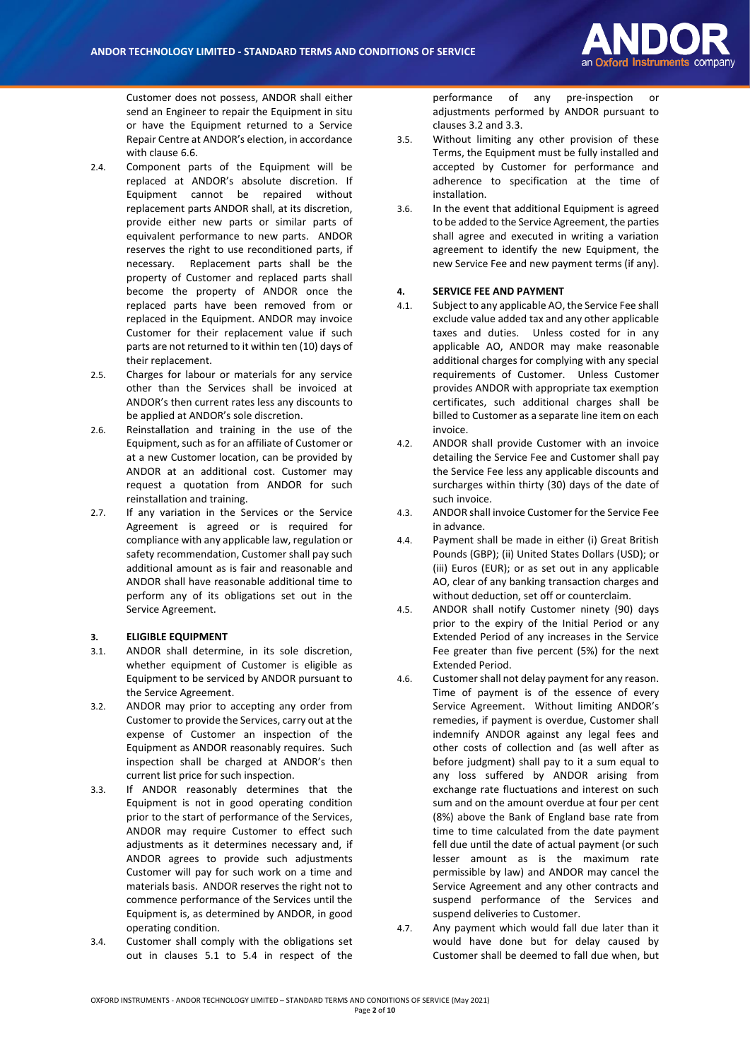Customer does not possess, ANDOR shall either send an Engineer to repair the Equipment in situ or have the Equipment returned to a Service Repair Centre at ANDOR's election, in accordance with clause 6.6.

2.4. Component parts of the Equipment will be replaced at ANDOR's absolute discretion. If Equipment cannot be repaired without replacement parts ANDOR shall, at its discretion, provide either new parts or similar parts of equivalent performance to new parts. ANDOR reserves the right to use reconditioned parts, if necessary. Replacement parts shall be the property of Customer and replaced parts shall become the property of ANDOR once the replaced parts have been removed from or replaced in the Equipment. ANDOR may invoice Customer for their replacement value if such parts are not returned to it within ten (10) days of their replacement.

2.5. Charges for labour or materials for any service other than the Services shall be invoiced at ANDOR's then current rates less any discounts to be applied at ANDOR's sole discretion.

2.6. Reinstallation and training in the use of the Equipment, such as for an affiliate of Customer or at a new Customer location, can be provided by ANDOR at an additional cost. Customer may request a quotation from ANDOR for such reinstallation and training.

2.7. If any variation in the Services or the Service Agreement is agreed or is required for compliance with any applicable law, regulation or safety recommendation, Customer shall pay such additional amount as is fair and reasonable and ANDOR shall have reasonable additional time to perform any of its obligations set out in the Service Agreement.

**3. ELIGIBLE EQUIPMENT**

3.1. ANDOR shall determine, in its sole discretion, whether equipment of Customer is eligible as Equipment to be serviced by ANDOR pursuant to the Service Agreement.

3.2. ANDOR may prior to accepting any order from Customer to provide the Services, carry out at the expense of Customer an inspection of the Equipment as ANDOR reasonably requires. Such inspection shall be charged at ANDOR's then current list price for such inspection.

3.3. If ANDOR reasonably determines that the Equipment is not in good operating condition prior to the start of performance of the Services, ANDOR may require Customer to effect such adjustments as it determines necessary and, if ANDOR agrees to provide such adjustments Customer will pay for such work on a time and materials basis. ANDOR reserves the right not to commence performance of the Services until the Equipment is, as determined by ANDOR, in good operating condition.

3.4. Customer shall comply with the obligations set out in clauses 5.1 to 5.4 in respect of the performance of any pre-inspection or adjustments performed by ANDOR pursuant to clauses 3.2 and 3.3.

3.5. Without limiting any other provision of these Terms, the Equipment must be fully installed and accepted by Customer for performance and adherence to specification at the time of installation.

3.6. In the event that additional Equipment is agreed to be added to the Service Agreement, the parties shall agree and executed in writing a variation agreement to identify the new Equipment, the new Service Fee and new payment terms (if any).

**4. SERVICE FEE AND PAYMENT**

4.1. Subject to any applicable AO, the Service Fee shall exclude value added tax and any other applicable taxes and duties. Unless costed for in any applicable AO, ANDOR may make reasonable additional charges for complying with any special requirements of Customer. Unless Customer provides ANDOR with appropriate tax exemption certificates, such additional charges shall be billed to Customer as a separate line item on each invoice.

4.2. ANDOR shall provide Customer with an invoice detailing the Service Fee and Customer shall pay the Service Fee less any applicable discounts and surcharges within thirty (30) days of the date of such invoice.

4.3. ANDOR shall invoice Customer for the Service Fee in advance.

4.4. Payment shall be made in either (i) Great British Pounds (GBP); (ii) United States Dollars (USD); or (iii) Euros (EUR); or as set out in any applicable AO, clear of any banking transaction charges and without deduction, set off or counterclaim.

4.5. ANDOR shall notify Customer ninety (90) days prior to the expiry of the Initial Period or any Extended Period of any increases in the Service Fee greater than five percent (5%) for the next Extended Period.

4.6. Customer shall not delay payment for any reason. Time of payment is of the essence of every Service Agreement. Without limiting ANDOR's remedies, if payment is overdue, Customer shall indemnify ANDOR against any legal fees and other costs of collection and (as well after as before judgment) shall pay to it a sum equal to any loss suffered by ANDOR arising from exchange rate fluctuations and interest on such sum and on the amount overdue at four per cent (8%) above the Bank of England base rate from time to time calculated from the date payment fell due until the date of actual payment (or such lesser amount as is the maximum rate permissible by law) and ANDOR may cancel the Service Agreement and any other contracts and suspend performance of the Services and suspend deliveries to Customer.

4.7. Any payment which would fall due later than it would have done but for delay caused by Customer shall be deemed to fall due when, but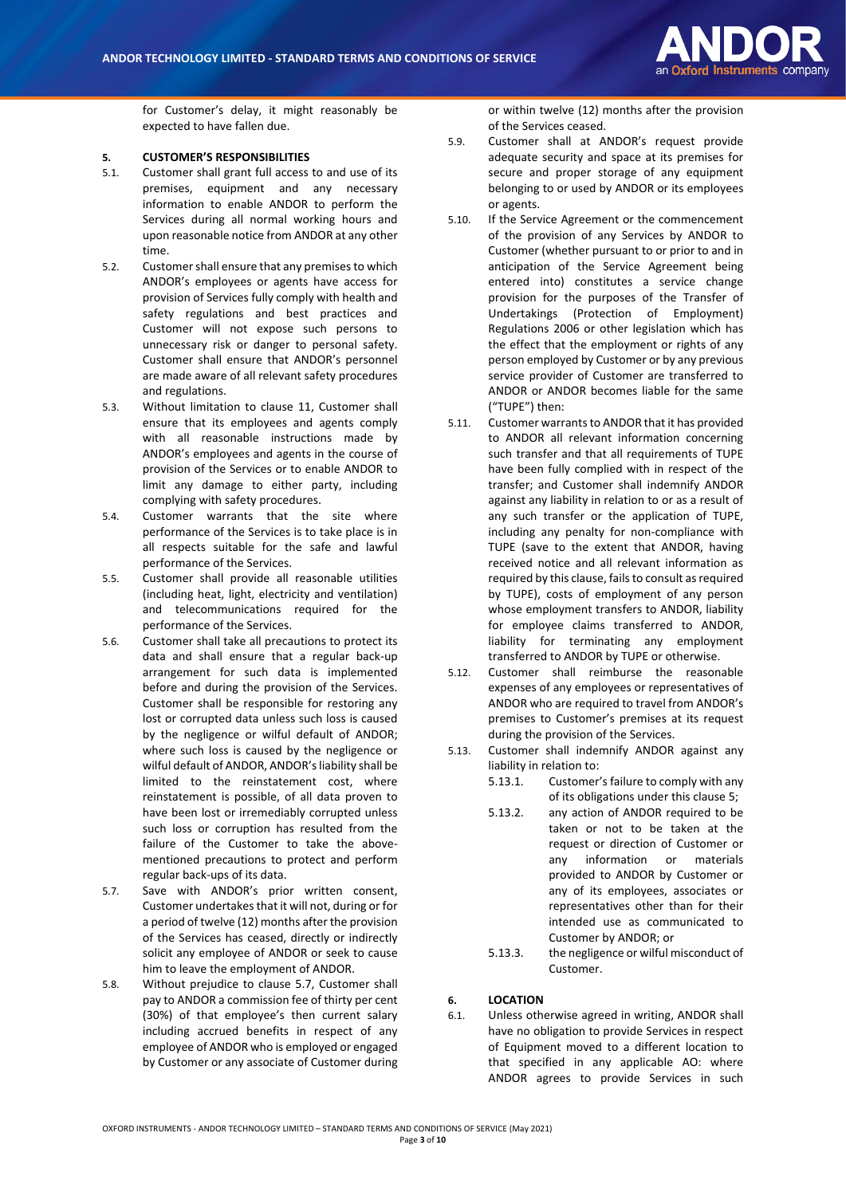for Customer's delay, it might reasonably be expected to have fallen due.

## 5. CUSTOMER'S RESPONSIBILITIES

5.1. Customer shall grant full access to and use of its premises, equipment and any necessary information to enable ANDOR to perform the Services during all normal working hours and upon reasonable notice from ANDOR at any other time.

5.2. Customer shall ensure that any premises to which ANDOR's employees or agents have access for provision of Services fully comply with health and safety regulations and best practices and Customer will not expose such persons to unnecessary risk or danger to personal safety. Customer shall ensure that ANDOR's personnel are made aware of all relevant safety procedures and regulations.

5.3. Without limitation to clause 11, Customer shall ensure that its employees and agents comply with all reasonable instructions made by ANDOR's employees and agents in the course of provision of the Services or to enable ANDOR to limit any damage to either party, including complying with safety procedures.

5.4. Customer warrants that the site where performance of the Services is to take place is in all respects suitable for the safe and lawful performance of the Services.

5.5. Customer shall provide all reasonable utilities (including heat, light, electricity and ventilation) and telecommunications required for the performance of the Services.

5.6. Customer shall take all precautions to protect its data and shall ensure that a regular back-up arrangement for such data is implemented before and during the provision of the Services. Customer shall be responsible for restoring any lost or corrupted data unless such loss is caused by the negligence or wilful default of ANDOR; where such loss is caused by the negligence or wilful default of ANDOR, ANDOR's liability shall be limited to the reinstatement cost, where reinstatement is possible, of all data proven to have been lost or irremediably corrupted unless such loss or corruption has resulted from the failure of the Customer to take the above-mentioned precautions to protect and perform regular back-ups of its data.

5.7. Save with ANDOR's prior written consent, Customer undertakes that it will not, during or for a period of twelve (12) months after the provision of the Services has ceased, directly or indirectly solicit any employee of ANDOR or seek to cause him to leave the employment of ANDOR.

5.8. Without prejudice to clause 5.7, Customer shall pay to ANDOR a commission fee of thirty per cent (30%) of that employee's then current salary including accrued benefits in respect of any employee of ANDOR who is employed or engaged by Customer or any associate of Customer during or within twelve (12) months after the provision of the Services ceased.

5.9. Customer shall at ANDOR's request provide adequate security and space at its premises for secure and proper storage of any equipment belonging to or used by ANDOR or its employees or agents.

5.10. If the Service Agreement or the commencement of the provision of any Services by ANDOR to Customer (whether pursuant to or prior to and in anticipation of the Service Agreement being entered into) constitutes a service change provision for the purposes of the Transfer of Undertakings (Protection of Employment) Regulations 2006 or other legislation which has the effect that the employment or rights of any person employed by Customer or by any previous service provider of Customer are transferred to ANDOR or ANDOR becomes liable for the same ("TUPE") then:

5.11. Customer warrants to ANDOR that it has provided to ANDOR all relevant information concerning such transfer and that all requirements of TUPE have been fully complied with in respect of the transfer; and Customer shall indemnify ANDOR against any liability in relation to or as a result of any such transfer or the application of TUPE, including any penalty for non-compliance with TUPE (save to the extent that ANDOR, having received notice and all relevant information as required by this clause, fails to consult as required by TUPE), costs of employment of any person whose employment transfers to ANDOR, liability for employee claims transferred to ANDOR, liability for terminating any employment transferred to ANDOR by TUPE or otherwise.

5.12. Customer shall reimburse the reasonable expenses of any employees or representatives of ANDOR who are required to travel from ANDOR's premises to Customer's premises at its request during the provision of the Services.

5.13. Customer shall indemnify ANDOR against any liability in relation to:

- 5.13.1. Customer's failure to comply with any of its obligations under this clause 5;
- 5.13.2. any action of ANDOR required to be taken or not to be taken at the request or direction of Customer or any information or materials provided to ANDOR by Customer or any of its employees, associates or representatives other than for their intended use as communicated to Customer by ANDOR; or
- 5.13.3. the negligence or wilful misconduct of Customer.

## 6. LOCATION

6.1. Unless otherwise agreed in writing, ANDOR shall have no obligation to provide Services in respect of Equipment moved to a different location to that specified in any applicable AO: where ANDOR agrees to provide Services in such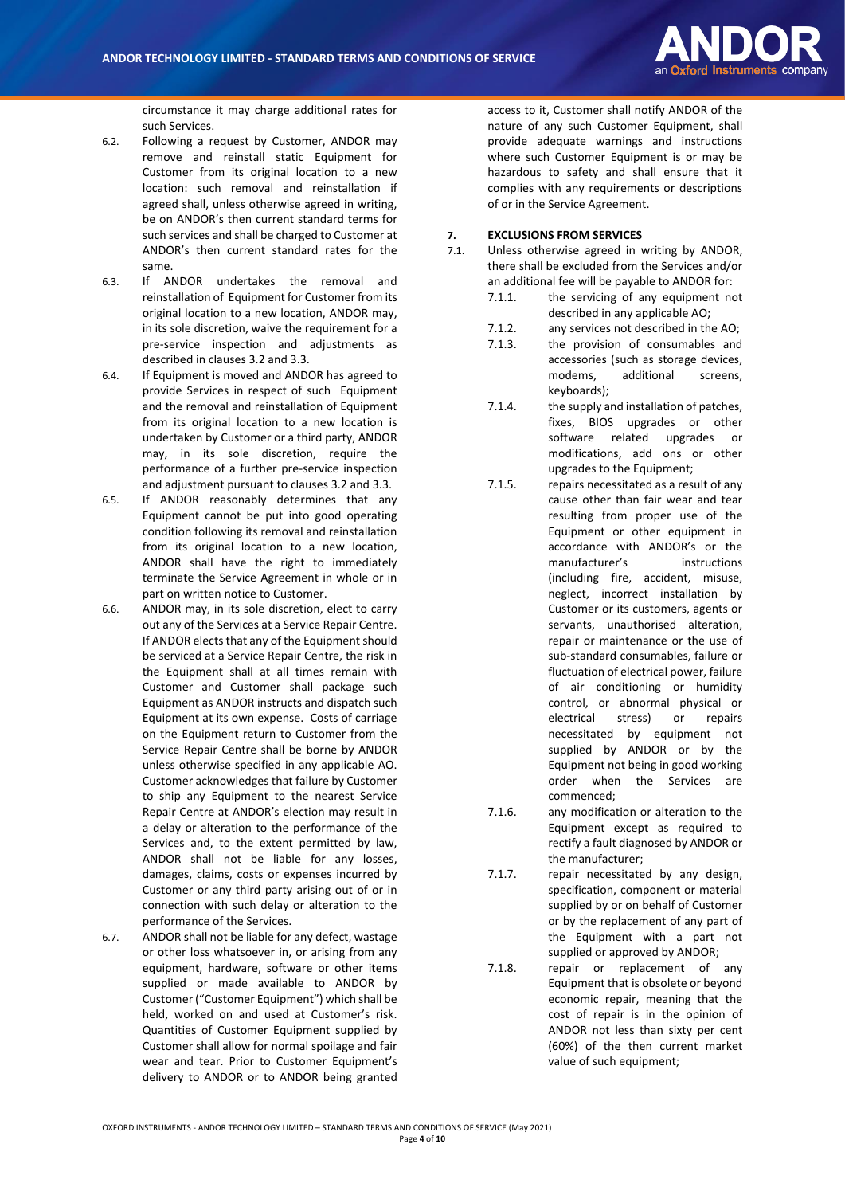circumstance it may charge additional rates for such Services.

6.2. Following a request by Customer, ANDOR may remove and reinstall static Equipment for Customer from its original location to a new location: such removal and reinstallation if agreed shall, unless otherwise agreed in writing, be on ANDOR's then current standard terms for such services and shall be charged to Customer at ANDOR's then current standard rates for the same.

6.3. If ANDOR undertakes the removal and reinstallation of Equipment for Customer from its original location to a new location, ANDOR may, in its sole discretion, waive the requirement for a pre-service inspection and adjustments as described in clauses 3.2 and 3.3.

6.4. If Equipment is moved and ANDOR has agreed to provide Services in respect of such Equipment and the removal and reinstallation of Equipment from its original location to a new location is undertaken by Customer or a third party, ANDOR may, in its sole discretion, require the performance of a further pre-service inspection and adjustment pursuant to clauses 3.2 and 3.3.

6.5. If ANDOR reasonably determines that any Equipment cannot be put into good operating condition following its removal and reinstallation from its original location to a new location, ANDOR shall have the right to immediately terminate the Service Agreement in whole or in part on written notice to Customer.

6.6. ANDOR may, in its sole discretion, elect to carry out any of the Services at a Service Repair Centre. If ANDOR elects that any of the Equipment should be serviced at a Service Repair Centre, the risk in the Equipment shall at all times remain with Customer and Customer shall package such Equipment as ANDOR instructs and dispatch such Equipment at its own expense. Costs of carriage on the Equipment return to Customer from the Service Repair Centre shall be borne by ANDOR unless otherwise specified in any applicable AO. Customer acknowledges that failure by Customer to ship any Equipment to the nearest Service Repair Centre at ANDOR's election may result in a delay or alteration to the performance of the Services and, to the extent permitted by law, ANDOR shall not be liable for any losses, damages, claims, costs or expenses incurred by Customer or any third party arising out of or in connection with such delay or alteration to the performance of the Services.

6.7. ANDOR shall not be liable for any defect, wastage or other loss whatsoever in, or arising from any equipment, hardware, software or other items supplied or made available to ANDOR by Customer ("Customer Equipment") which shall be held, worked on and used at Customer's risk. Quantities of Customer Equipment supplied by Customer shall allow for normal spoilage and fair wear and tear. Prior to Customer Equipment's delivery to ANDOR or to ANDOR being granted access to it, Customer shall notify ANDOR of the nature of any such Customer Equipment, shall provide adequate warnings and instructions where such Customer Equipment is or may be hazardous to safety and shall ensure that it complies with any requirements or descriptions of or in the Service Agreement.

## 7. EXCLUSIONS FROM SERVICES

7.1. Unless otherwise agreed in writing by ANDOR, there shall be excluded from the Services and/or an additional fee will be payable to ANDOR for:

- 7.1.1. the servicing of any equipment not described in any applicable AO;
- 7.1.2. any services not described in the AO;
- 7.1.3. the provision of consumables and accessories (such as storage devices, modems, additional screens, keyboards);
- 7.1.4. the supply and installation of patches, fixes, BIOS upgrades or other software related upgrades or modifications, add ons or other upgrades to the Equipment;
- 7.1.5. repairs necessitated as a result of any cause other than fair wear and tear resulting from proper use of the Equipment or other equipment in accordance with ANDOR's or the manufacturer's instructions (including fire, accident, misuse, neglect, incorrect installation by Customer or its customers, agents or servants, unauthorised alteration, repair or maintenance or the use of sub-standard consumables, failure or fluctuation of electrical power, failure of air conditioning or humidity control, or abnormal physical or electrical stress) or repairs necessitated by equipment not supplied by ANDOR or by the Equipment not being in good working order when the Services are commenced;
- 7.1.6. any modification or alteration to the Equipment except as required to rectify a fault diagnosed by ANDOR or the manufacturer;
- 7.1.7. repair necessitated by any design, specification, component or material supplied by or on behalf of Customer or by the replacement of any part of the Equipment with a part not supplied or approved by ANDOR;
- 7.1.8. repair or replacement of any Equipment that is obsolete or beyond economic repair, meaning that the cost of repair is in the opinion of ANDOR not less than sixty per cent (60%) of the then current market value of such equipment;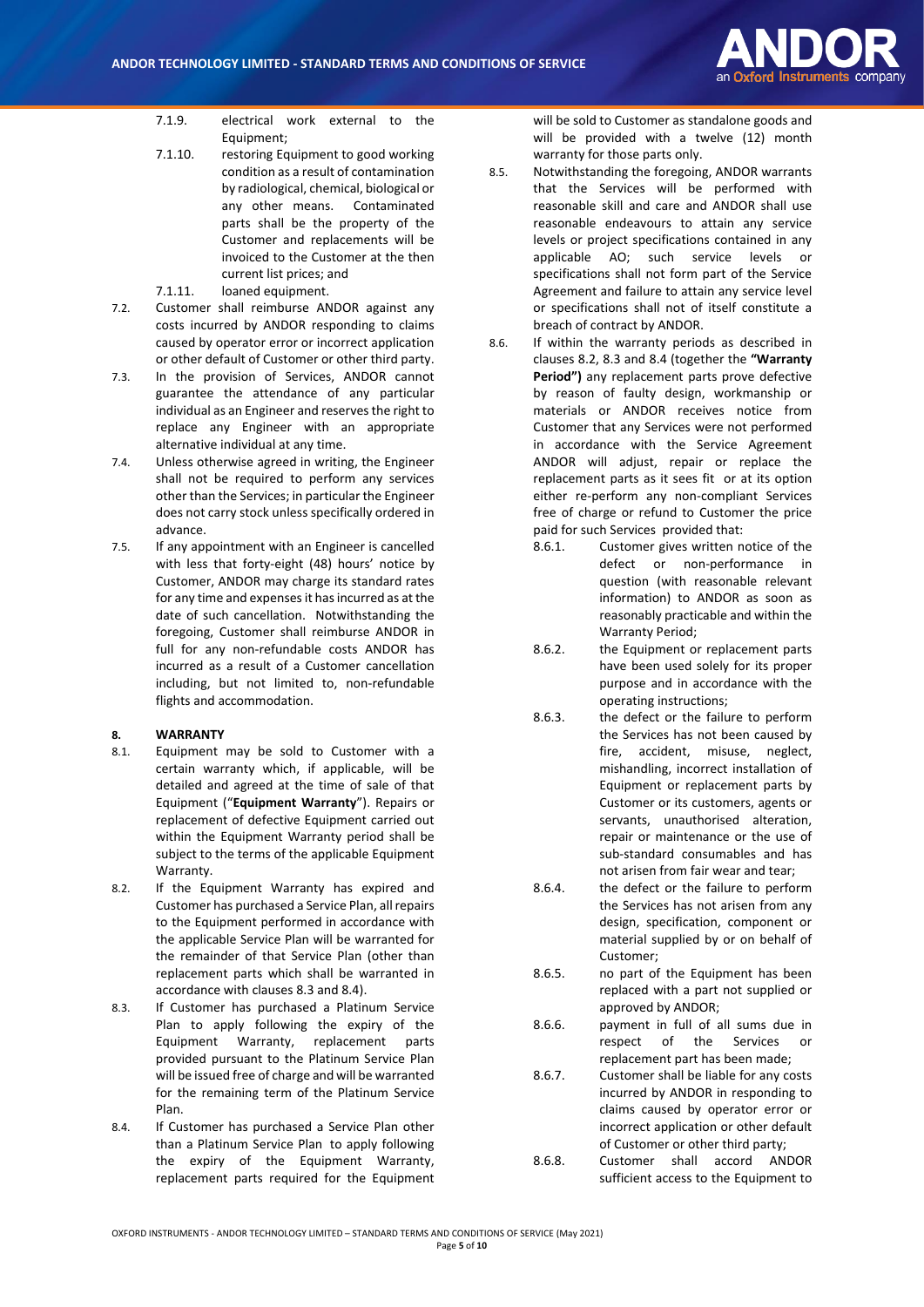7.1.9. electrical work external to the Equipment;

7.1.10. restoring Equipment to good working condition as a result of contamination by radiological, chemical, biological or any other means. Contaminated parts shall be the property of the Customer and replacements will be invoiced to the Customer at the then current list prices; and

7.1.11. loaned equipment.

7.2. Customer shall reimburse ANDOR against any costs incurred by ANDOR responding to claims caused by operator error or incorrect application or other default of Customer or other third party.

7.3. In the provision of Services, ANDOR cannot guarantee the attendance of any particular individual as an Engineer and reserves the right to replace any Engineer with an appropriate alternative individual at any time.

7.4. Unless otherwise agreed in writing, the Engineer shall not be required to perform any services other than the Services; in particular the Engineer does not carry stock unless specifically ordered in advance.

7.5. If any appointment with an Engineer is cancelled with less that forty-eight (48) hours' notice by Customer, ANDOR may charge its standard rates for any time and expenses it has incurred as at the date of such cancellation. Notwithstanding the foregoing, Customer shall reimburse ANDOR in full for any non-refundable costs ANDOR has incurred as a result of a Customer cancellation including, but not limited to, non-refundable flights and accommodation.

## 8. WARRANTY

8.1. Equipment may be sold to Customer with a certain warranty which, if applicable, will be detailed and agreed at the time of sale of that Equipment ("**Equipment Warranty**"). Repairs or replacement of defective Equipment carried out within the Equipment Warranty period shall be subject to the terms of the applicable Equipment Warranty.

8.2. If the Equipment Warranty has expired and Customer has purchased a Service Plan, all repairs to the Equipment performed in accordance with the applicable Service Plan will be warranted for the remainder of that Service Plan (other than replacement parts which shall be warranted in accordance with clauses 8.3 and 8.4).

8.3. If Customer has purchased a Platinum Service Plan to apply following the expiry of the Equipment Warranty, replacement parts provided pursuant to the Platinum Service Plan will be issued free of charge and will be warranted for the remaining term of the Platinum Service Plan.

8.4. If Customer has purchased a Service Plan other than a Platinum Service Plan to apply following the expiry of the Equipment Warranty, replacement parts required for the Equipment will be sold to Customer as standalone goods and will be provided with a twelve (12) month warranty for those parts only.

8.5. Notwithstanding the foregoing, ANDOR warrants that the Services will be performed with reasonable skill and care and ANDOR shall use reasonable endeavours to attain any service levels or project specifications contained in any applicable AO; such service levels or specifications shall not form part of the Service Agreement and failure to attain any service level or specifications shall not of itself constitute a breach of contract by ANDOR.

8.6. If within the warranty periods as described in clauses 8.2, 8.3 and 8.4 (together the **"Warranty Period")** any replacement parts prove defective by reason of faulty design, workmanship or materials or ANDOR receives notice from Customer that any Services were not performed in accordance with the Service Agreement ANDOR will adjust, repair or replace the replacement parts as it sees fit or at its option either re-perform any non-compliant Services free of charge or refund to Customer the price paid for such Services provided that:

8.6.1. Customer gives written notice of the defect or non-performance in question (with reasonable relevant information) to ANDOR as soon as reasonably practicable and within the Warranty Period;

8.6.2. the Equipment or replacement parts have been used solely for its proper purpose and in accordance with the operating instructions;

8.6.3. the defect or the failure to perform the Services has not been caused by fire, accident, misuse, neglect, mishandling, incorrect installation of Equipment or replacement parts by Customer or its customers, agents or servants, unauthorised alteration, repair or maintenance or the use of sub-standard consumables and has not arisen from fair wear and tear;

8.6.4. the defect or the failure to perform the Services has not arisen from any design, specification, component or material supplied by or on behalf of Customer;

8.6.5. no part of the Equipment has been replaced with a part not supplied or approved by ANDOR;

8.6.6. payment in full of all sums due in respect of the Services or replacement part has been made;

8.6.7. Customer shall be liable for any costs incurred by ANDOR in responding to claims caused by operator error or incorrect application or other default of Customer or other third party;

8.6.8. Customer shall accord ANDOR sufficient access to the Equipment to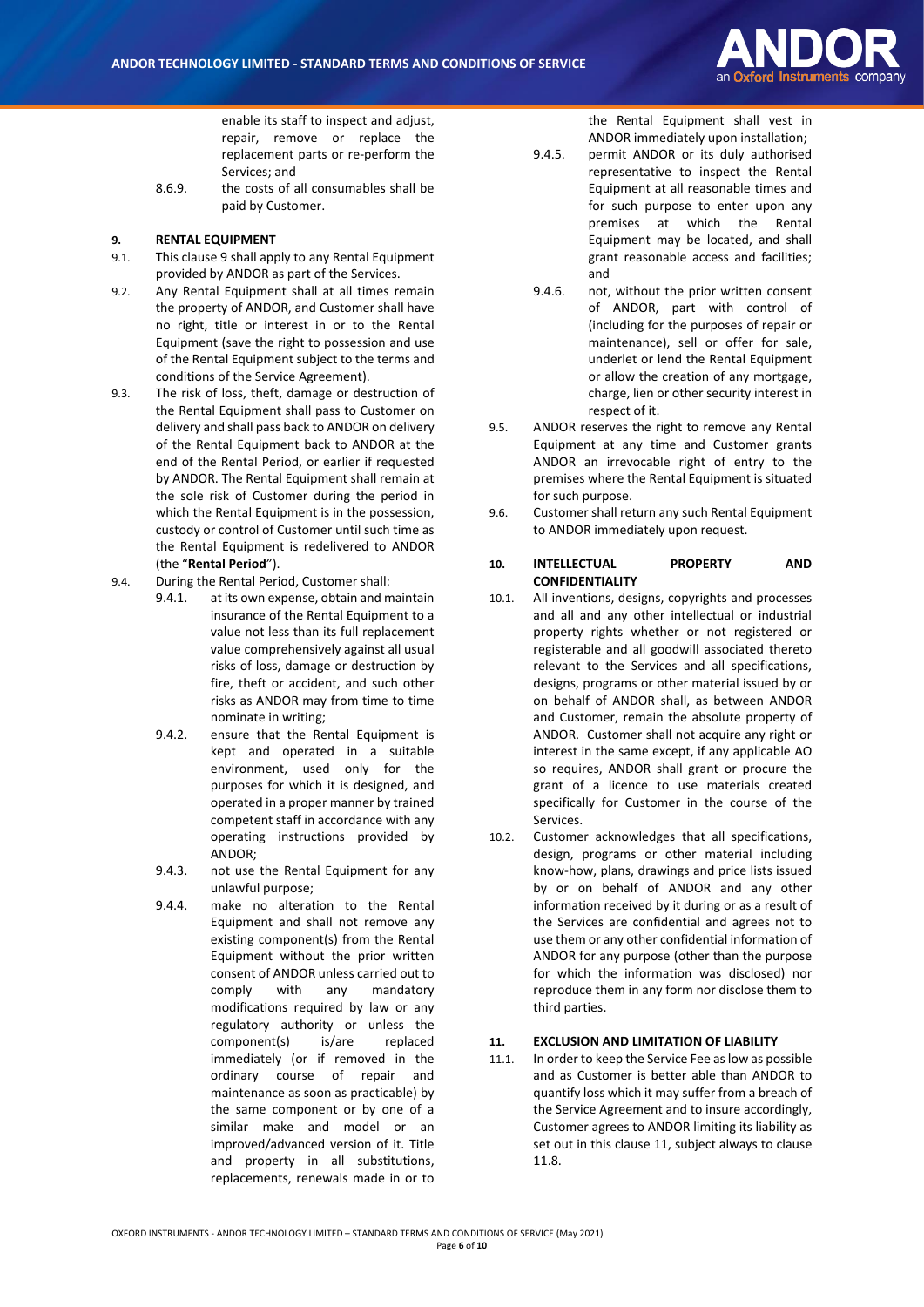enable its staff to inspect and adjust, repair, remove or replace the replacement parts or re-perform the Services; and

8.6.9. the costs of all consumables shall be paid by Customer.

**9. RENTAL EQUIPMENT**

9.1. This clause 9 shall apply to any Rental Equipment provided by ANDOR as part of the Services.

9.2. Any Rental Equipment shall at all times remain the property of ANDOR, and Customer shall have no right, title or interest in or to the Rental Equipment (save the right to possession and use of the Rental Equipment subject to the terms and conditions of the Service Agreement).

9.3. The risk of loss, theft, damage or destruction of the Rental Equipment shall pass to Customer on delivery and shall pass back to ANDOR on delivery of the Rental Equipment back to ANDOR at the end of the Rental Period, or earlier if requested by ANDOR. The Rental Equipment shall remain at the sole risk of Customer during the period in which the Rental Equipment is in the possession, custody or control of Customer until such time as the Rental Equipment is redelivered to ANDOR (the "**Rental Period**").

9.4. During the Rental Period, Customer shall:

9.4.1. at its own expense, obtain and maintain insurance of the Rental Equipment to a value not less than its full replacement value comprehensively against all usual risks of loss, damage or destruction by fire, theft or accident, and such other risks as ANDOR may from time to time nominate in writing;

9.4.2. ensure that the Rental Equipment is kept and operated in a suitable environment, used only for the purposes for which it is designed, and operated in a proper manner by trained competent staff in accordance with any operating instructions provided by ANDOR;

9.4.3. not use the Rental Equipment for any unlawful purpose;

9.4.4. make no alteration to the Rental Equipment and shall not remove any existing component(s) from the Rental Equipment without the prior written consent of ANDOR unless carried out to comply with any mandatory modifications required by law or any regulatory authority or unless the component(s) is/are replaced immediately (or if removed in the ordinary course of repair and maintenance as soon as practicable) by the same component or by one of a similar make and model or an improved/advanced version of it. Title and property in all substitutions, replacements, renewals made in or to the Rental Equipment shall vest in ANDOR immediately upon installation;

9.4.5. permit ANDOR or its duly authorised representative to inspect the Rental Equipment at all reasonable times and for such purpose to enter upon any premises at which the Rental Equipment may be located, and shall grant reasonable access and facilities; and

9.4.6. not, without the prior written consent of ANDOR, part with control of (including for the purposes of repair or maintenance), sell or offer for sale, underlet or lend the Rental Equipment or allow the creation of any mortgage, charge, lien or other security interest in respect of it.

9.5. ANDOR reserves the right to remove any Rental Equipment at any time and Customer grants ANDOR an irrevocable right of entry to the premises where the Rental Equipment is situated for such purpose.

9.6. Customer shall return any such Rental Equipment to ANDOR immediately upon request.

**10. INTELLECTUAL PROPERTY AND CONFIDENTIALITY**

10.1. All inventions, designs, copyrights and processes and all and any other intellectual or industrial property rights whether or not registered or registerable and all goodwill associated thereto relevant to the Services and all specifications, designs, programs or other material issued by or on behalf of ANDOR shall, as between ANDOR and Customer, remain the absolute property of ANDOR. Customer shall not acquire any right or interest in the same except, if any applicable AO so requires, ANDOR shall grant or procure the grant of a licence to use materials created specifically for Customer in the course of the Services.

10.2. Customer acknowledges that all specifications, design, programs or other material including know-how, plans, drawings and price lists issued by or on behalf of ANDOR and any other information received by it during or as a result of the Services are confidential and agrees not to use them or any other confidential information of ANDOR for any purpose (other than the purpose for which the information was disclosed) nor reproduce them in any form nor disclose them to third parties.

**11. EXCLUSION AND LIMITATION OF LIABILITY**

11.1. In order to keep the Service Fee as low as possible and as Customer is better able than ANDOR to quantify loss which it may suffer from a breach of the Service Agreement and to insure accordingly, Customer agrees to ANDOR limiting its liability as set out in this clause 11, subject always to clause 11.8.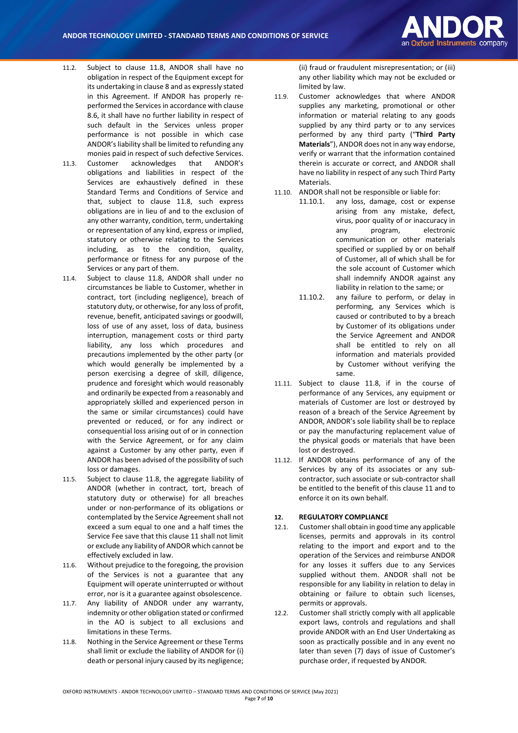11.2. Subject to clause 11.8, ANDOR shall have no obligation in respect of the Equipment except for its undertaking in clause 8 and as expressly stated in this Agreement. If ANDOR has properly re-performed the Services in accordance with clause 8.6, it shall have no further liability in respect of such default in the Services unless proper performance is not possible in which case ANDOR's liability shall be limited to refunding any monies paid in respect of such defective Services.

11.3. Customer acknowledges that ANDOR's obligations and liabilities in respect of the Services are exhaustively defined in these Standard Terms and Conditions of Service and that, subject to clause 11.8, such express obligations are in lieu of and to the exclusion of any other warranty, condition, term, undertaking or representation of any kind, express or implied, statutory or otherwise relating to the Services including, as to the condition, quality, performance or fitness for any purpose of the Services or any part of them.

11.4. Subject to clause 11.8, ANDOR shall under no circumstances be liable to Customer, whether in contract, tort (including negligence), breach of statutory duty, or otherwise, for any loss of profit, revenue, benefit, anticipated savings or goodwill, loss of use of any asset, loss of data, business interruption, management costs or third party liability, any loss which procedures and precautions implemented by the other party (or which would generally be implemented by a person exercising a degree of skill, diligence, prudence and foresight which would reasonably and ordinarily be expected from a reasonably and appropriately skilled and experienced person in the same or similar circumstances) could have prevented or reduced, or for any indirect or consequential loss arising out of or in connection with the Service Agreement, or for any claim against a Customer by any other party, even if ANDOR has been advised of the possibility of such loss or damages.

11.5. Subject to clause 11.8, the aggregate liability of ANDOR (whether in contract, tort, breach of statutory duty or otherwise) for all breaches under or non-performance of its obligations or contemplated by the Service Agreement shall not exceed a sum equal to one and a half times the Service Fee save that this clause 11 shall not limit or exclude any liability of ANDOR which cannot be effectively excluded in law.

11.6. Without prejudice to the foregoing, the provision of the Services is not a guarantee that any Equipment will operate uninterrupted or without error, nor is it a guarantee against obsolescence.

11.7. Any liability of ANDOR under any warranty, indemnity or other obligation stated or confirmed in the AO is subject to all exclusions and limitations in these Terms.

11.8. Nothing in the Service Agreement or these Terms shall limit or exclude the liability of ANDOR for (i) death or personal injury caused by its negligence; (ii) fraud or fraudulent misrepresentation; or (iii) any other liability which may not be excluded or limited by law.

11.9. Customer acknowledges that where ANDOR supplies any marketing, promotional or other information or material relating to any goods supplied by any third party or to any services performed by any third party ("**Third Party Materials**"), ANDOR does not in any way endorse, verify or warrant that the information contained therein is accurate or correct, and ANDOR shall have no liability in respect of any such Third Party Materials.

11.10. ANDOR shall not be responsible or liable for:

11.10.1. any loss, damage, cost or expense arising from any mistake, defect, virus, poor quality of or inaccuracy in any program, electronic communication or other materials specified or supplied by or on behalf of Customer, all of which shall be for the sole account of Customer which shall indemnify ANDOR against any liability in relation to the same; or

11.10.2. any failure to perform, or delay in performing, any Services which is caused or contributed to by a breach by Customer of its obligations under the Service Agreement and ANDOR shall be entitled to rely on all information and materials provided by Customer without verifying the same.

11.11. Subject to clause 11.8, if in the course of performance of any Services, any equipment or materials of Customer are lost or destroyed by reason of a breach of the Service Agreement by ANDOR, ANDOR's sole liability shall be to replace or pay the manufacturing replacement value of the physical goods or materials that have been lost or destroyed.

11.12. If ANDOR obtains performance of any of the Services by any of its associates or any sub-contractor, such associate or sub-contractor shall be entitled to the benefit of this clause 11 and to enforce it on its own behalf.

## 12. REGULATORY COMPLIANCE

12.1. Customer shall obtain in good time any applicable licenses, permits and approvals in its control relating to the import and export and to the operation of the Services and reimburse ANDOR for any losses it suffers due to any Services supplied without them. ANDOR shall not be responsible for any liability in relation to delay in obtaining or failure to obtain such licenses, permits or approvals.

12.2. Customer shall strictly comply with all applicable export laws, controls and regulations and shall provide ANDOR with an End User Undertaking as soon as practically possible and in any event no later than seven (7) days of issue of Customer's purchase order, if requested by ANDOR.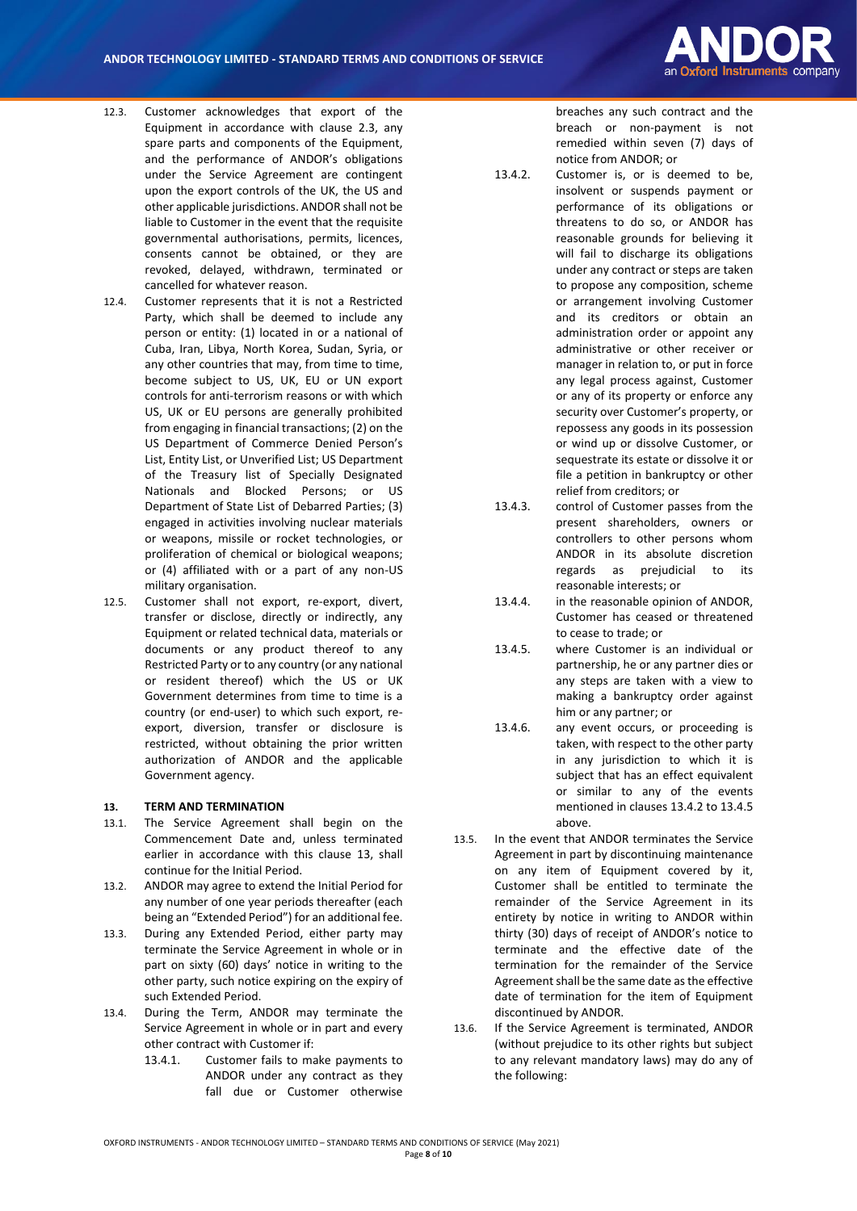12.3. Customer acknowledges that export of the Equipment in accordance with clause 2.3, any spare parts and components of the Equipment, and the performance of ANDOR's obligations under the Service Agreement are contingent upon the export controls of the UK, the US and other applicable jurisdictions. ANDOR shall not be liable to Customer in the event that the requisite governmental authorisations, permits, licences, consents cannot be obtained, or they are revoked, delayed, withdrawn, terminated or cancelled for whatever reason.

12.4. Customer represents that it is not a Restricted Party, which shall be deemed to include any person or entity: (1) located in or a national of Cuba, Iran, Libya, North Korea, Sudan, Syria, or any other countries that may, from time to time, become subject to US, UK, EU or UN export controls for anti-terrorism reasons or with which US, UK or EU persons are generally prohibited from engaging in financial transactions; (2) on the US Department of Commerce Denied Person's List, Entity List, or Unverified List; US Department of the Treasury list of Specially Designated Nationals and Blocked Persons; or US Department of State List of Debarred Parties; (3) engaged in activities involving nuclear materials or weapons, missile or rocket technologies, or proliferation of chemical or biological weapons; or (4) affiliated with or a part of any non-US military organisation.

12.5. Customer shall not export, re-export, divert, transfer or disclose, directly or indirectly, any Equipment or related technical data, materials or documents or any product thereof to any Restricted Party or to any country (or any national or resident thereof) which the US or UK Government determines from time to time is a country (or end-user) to which such export, re-export, diversion, transfer or disclosure is restricted, without obtaining the prior written authorization of ANDOR and the applicable Government agency.

## 13. TERM AND TERMINATION

13.1. The Service Agreement shall begin on the Commencement Date and, unless terminated earlier in accordance with this clause 13, shall continue for the Initial Period.

13.2. ANDOR may agree to extend the Initial Period for any number of one year periods thereafter (each being an "Extended Period") for an additional fee.

13.3. During any Extended Period, either party may terminate the Service Agreement in whole or in part on sixty (60) days' notice in writing to the other party, such notice expiring on the expiry of such Extended Period.

13.4. During the Term, ANDOR may terminate the Service Agreement in whole or in part and every other contract with Customer if:

13.4.1. Customer fails to make payments to ANDOR under any contract as they fall due or Customer otherwise breaches any such contract and the breach or non-payment is not remedied within seven (7) days of notice from ANDOR; or

13.4.2. Customer is, or is deemed to be, insolvent or suspends payment or performance of its obligations or threatens to do so, or ANDOR has reasonable grounds for believing it will fail to discharge its obligations under any contract or steps are taken to propose any composition, scheme or arrangement involving Customer and its creditors or obtain an administration order or appoint any administrative or other receiver or manager in relation to, or put in force any legal process against, Customer or any of its property or enforce any security over Customer's property, or repossess any goods in its possession or wind up or dissolve Customer, or sequestrate its estate or dissolve it or file a petition in bankruptcy or other relief from creditors; or

13.4.3. control of Customer passes from the present shareholders, owners or controllers to other persons whom ANDOR in its absolute discretion regards as prejudicial to its reasonable interests; or

13.4.4. in the reasonable opinion of ANDOR, Customer has ceased or threatened to cease to trade; or

13.4.5. where Customer is an individual or partnership, he or any partner dies or any steps are taken with a view to making a bankruptcy order against him or any partner; or

13.4.6. any event occurs, or proceeding is taken, with respect to the other party in any jurisdiction to which it is subject that has an effect equivalent or similar to any of the events mentioned in clauses 13.4.2 to 13.4.5 above.

13.5. In the event that ANDOR terminates the Service Agreement in part by discontinuing maintenance on any item of Equipment covered by it, Customer shall be entitled to terminate the remainder of the Service Agreement in its entirety by notice in writing to ANDOR within thirty (30) days of receipt of ANDOR's notice to terminate and the effective date of the termination for the remainder of the Service Agreement shall be the same date as the effective date of termination for the item of Equipment discontinued by ANDOR.

13.6. If the Service Agreement is terminated, ANDOR (without prejudice to its other rights but subject to any relevant mandatory laws) may do any of the following: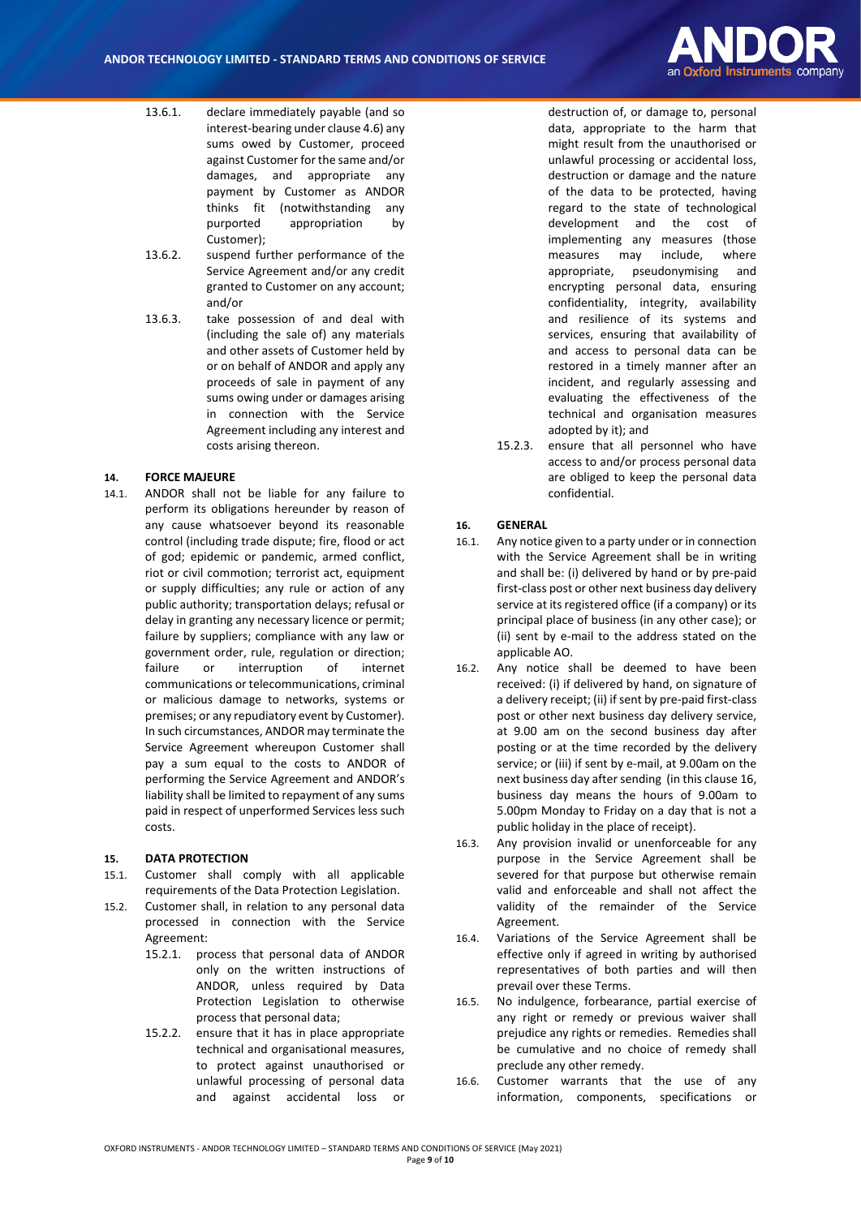13.6.1. declare immediately payable (and so interest-bearing under clause 4.6) any sums owed by Customer, proceed against Customer for the same and/or damages, and appropriate any payment by Customer as ANDOR thinks fit (notwithstanding any purported appropriation by Customer);

13.6.2. suspend further performance of the Service Agreement and/or any credit granted to Customer on any account; and/or

13.6.3. take possession of and deal with (including the sale of) any materials and other assets of Customer held by or on behalf of ANDOR and apply any proceeds of sale in payment of any sums owing under or damages arising in connection with the Service Agreement including any interest and costs arising thereon.

**14. FORCE MAJEURE**

14.1. ANDOR shall not be liable for any failure to perform its obligations hereunder by reason of any cause whatsoever beyond its reasonable control (including trade dispute; fire, flood or act of god; epidemic or pandemic, armed conflict, riot or civil commotion; terrorist act, equipment or supply difficulties; any rule or action of any public authority; transportation delays; refusal or delay in granting any necessary licence or permit; failure by suppliers; compliance with any law or government order, rule, regulation or direction; failure or interruption of internet communications or telecommunications, criminal or malicious damage to networks, systems or premises; or any repudiatory event by Customer). In such circumstances, ANDOR may terminate the Service Agreement whereupon Customer shall pay a sum equal to the costs to ANDOR of performing the Service Agreement and ANDOR's liability shall be limited to repayment of any sums paid in respect of unperformed Services less such costs.

**15. DATA PROTECTION**

15.1. Customer shall comply with all applicable requirements of the Data Protection Legislation.

15.2. Customer shall, in relation to any personal data processed in connection with the Service Agreement:

15.2.1. process that personal data of ANDOR only on the written instructions of ANDOR, unless required by Data Protection Legislation to otherwise process that personal data;

15.2.2. ensure that it has in place appropriate technical and organisational measures, to protect against unauthorised or unlawful processing of personal data and against accidental loss or destruction of, or damage to, personal data, appropriate to the harm that might result from the unauthorised or unlawful processing or accidental loss, destruction or damage and the nature of the data to be protected, having regard to the state of technological development and the cost of implementing any measures (those measures may include, where appropriate, pseudonymising and encrypting personal data, ensuring confidentiality, integrity, availability and resilience of its systems and services, ensuring that availability of and access to personal data can be restored in a timely manner after an incident, and regularly assessing and evaluating the effectiveness of the technical and organisation measures adopted by it); and

15.2.3. ensure that all personnel who have access to and/or process personal data are obliged to keep the personal data confidential.

**16. GENERAL**

16.1. Any notice given to a party under or in connection with the Service Agreement shall be in writing and shall be: (i) delivered by hand or by pre-paid first-class post or other next business day delivery service at its registered office (if a company) or its principal place of business (in any other case); or (ii) sent by e-mail to the address stated on the applicable AO.

16.2. Any notice shall be deemed to have been received: (i) if delivered by hand, on signature of a delivery receipt; (ii) if sent by pre-paid first-class post or other next business day delivery service, at 9.00 am on the second business day after posting or at the time recorded by the delivery service; or (iii) if sent by e-mail, at 9.00am on the next business day after sending (in this clause 16, business day means the hours of 9.00am to 5.00pm Monday to Friday on a day that is not a public holiday in the place of receipt).

16.3. Any provision invalid or unenforceable for any purpose in the Service Agreement shall be severed for that purpose but otherwise remain valid and enforceable and shall not affect the validity of the remainder of the Service Agreement.

16.4. Variations of the Service Agreement shall be effective only if agreed in writing by authorised representatives of both parties and will then prevail over these Terms.

16.5. No indulgence, forbearance, partial exercise of any right or remedy or previous waiver shall prejudice any rights or remedies. Remedies shall be cumulative and no choice of remedy shall preclude any other remedy.

16.6. Customer warrants that the use of any information, components, specifications or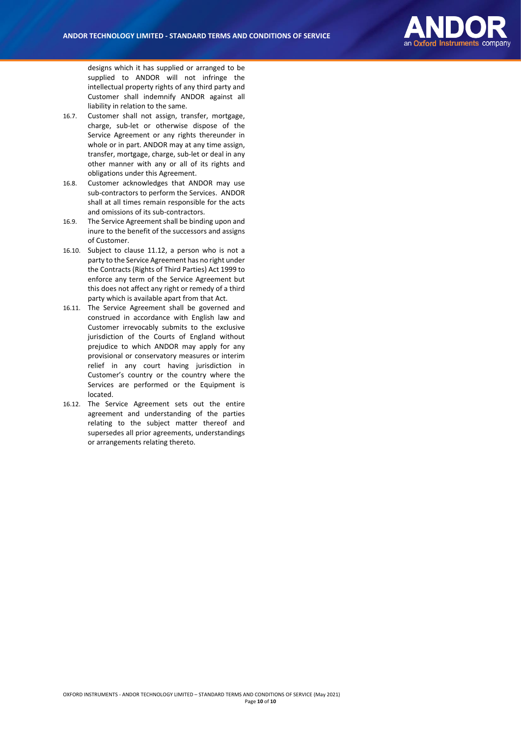designs which it has supplied or arranged to be supplied to ANDOR will not infringe the intellectual property rights of any third party and Customer shall indemnify ANDOR against all liability in relation to the same.

16.7. Customer shall not assign, transfer, mortgage, charge, sub-let or otherwise dispose of the Service Agreement or any rights thereunder in whole or in part. ANDOR may at any time assign, transfer, mortgage, charge, sub-let or deal in any other manner with any or all of its rights and obligations under this Agreement.

16.8. Customer acknowledges that ANDOR may use sub-contractors to perform the Services. ANDOR shall at all times remain responsible for the acts and omissions of its sub-contractors.

16.9. The Service Agreement shall be binding upon and inure to the benefit of the successors and assigns of Customer.

16.10. Subject to clause 11.12, a person who is not a party to the Service Agreement has no right under the Contracts (Rights of Third Parties) Act 1999 to enforce any term of the Service Agreement but this does not affect any right or remedy of a third party which is available apart from that Act.

16.11. The Service Agreement shall be governed and construed in accordance with English law and Customer irrevocably submits to the exclusive jurisdiction of the Courts of England without prejudice to which ANDOR may apply for any provisional or conservatory measures or interim relief in any court having jurisdiction in Customer's country or the country where the Services are performed or the Equipment is located.

16.12. The Service Agreement sets out the entire agreement and understanding of the parties relating to the subject matter thereof and supersedes all prior agreements, understandings or arrangements relating thereto.